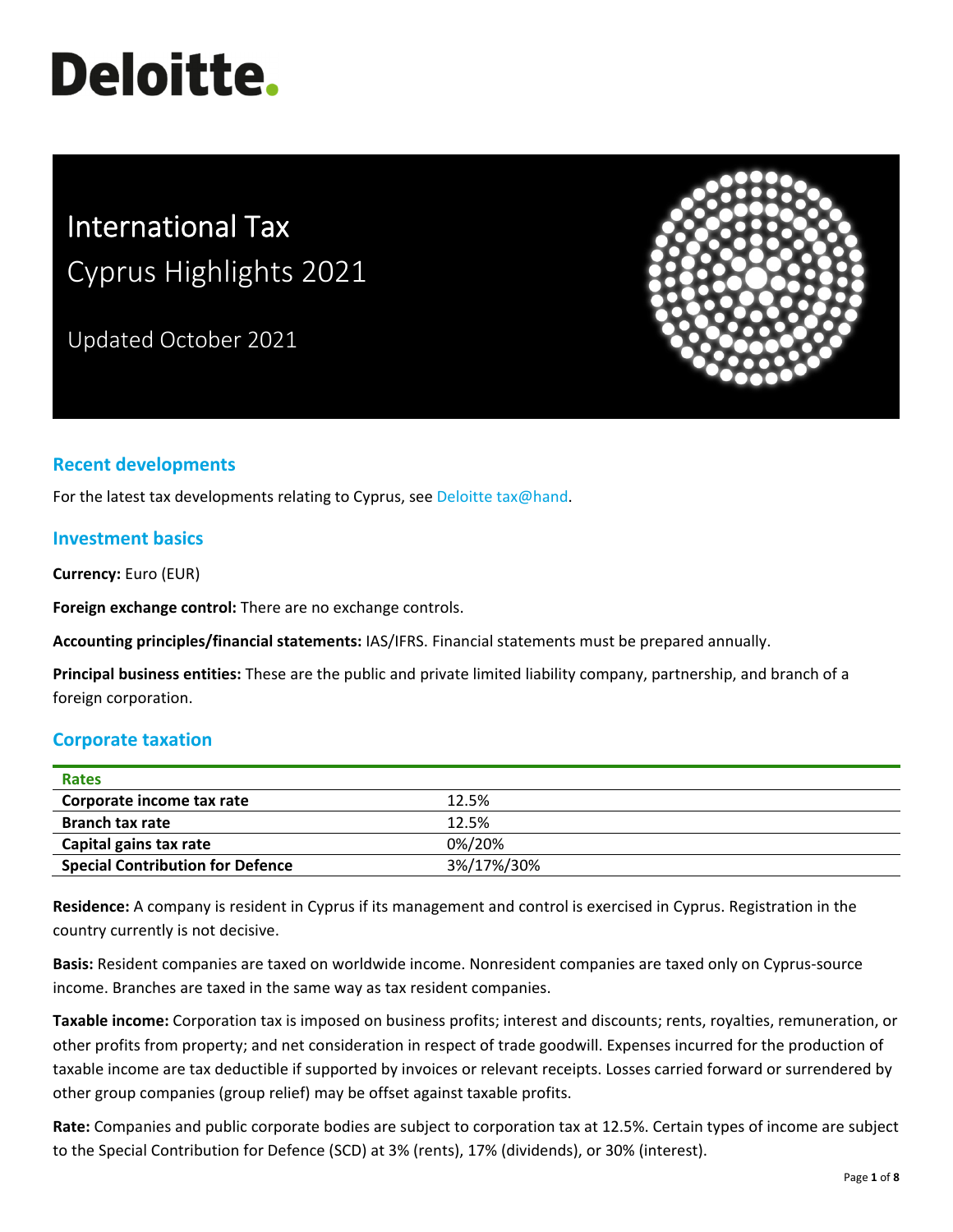# Deloitte.

# International Tax
## Cyprus Highlights 2021

Updated October 2021

## Recent developments

For the latest tax developments relating to Cyprus, see Deloitte tax@hand.

## Investment basics

**Currency:** Euro (EUR)

**Foreign exchange control:** There are no exchange controls.

**Accounting principles/financial statements:** IAS/IFRS. Financial statements must be prepared annually.

**Principal business entities:** These are the public and private limited liability company, partnership, and branch of a foreign corporation.

## Corporate taxation

| Rates | |
|---|---|
| **Corporate income tax rate** | 12.5% |
| **Branch tax rate** | 12.5% |
| **Capital gains tax rate** | 0%/20% |
| **Special Contribution for Defence** | 3%/17%/30% |

**Residence:** A company is resident in Cyprus if its management and control is exercised in Cyprus. Registration in the country currently is not decisive.

**Basis:** Resident companies are taxed on worldwide income. Nonresident companies are taxed only on Cyprus-source income. Branches are taxed in the same way as tax resident companies.

**Taxable income:** Corporation tax is imposed on business profits; interest and discounts; rents, royalties, remuneration, or other profits from property; and net consideration in respect of trade goodwill. Expenses incurred for the production of taxable income are tax deductible if supported by invoices or relevant receipts. Losses carried forward or surrendered by other group companies (group relief) may be offset against taxable profits.

**Rate:** Companies and public corporate bodies are subject to corporation tax at 12.5%. Certain types of income are subject to the Special Contribution for Defence (SCD) at 3% (rents), 17% (dividends), or 30% (interest).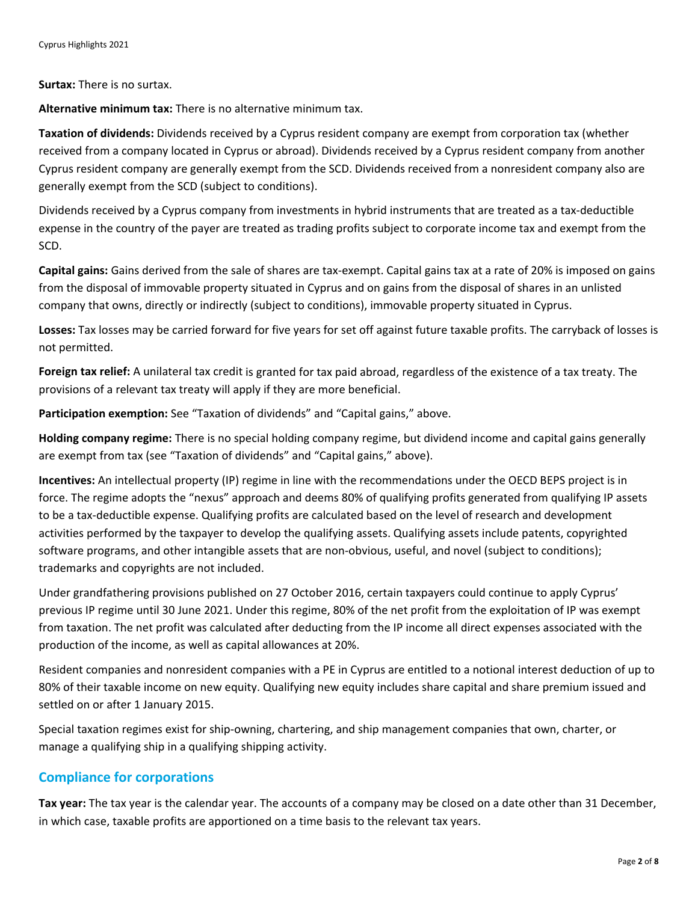**Surtax:** There is no surtax.

**Alternative minimum tax:** There is no alternative minimum tax.

**Taxation of dividends:** Dividends received by a Cyprus resident company are exempt from corporation tax (whether received from a company located in Cyprus or abroad). Dividends received by a Cyprus resident company from another Cyprus resident company are generally exempt from the SCD. Dividends received from a nonresident company also are generally exempt from the SCD (subject to conditions).

Dividends received by a Cyprus company from investments in hybrid instruments that are treated as a tax-deductible expense in the country of the payer are treated as trading profits subject to corporate income tax and exempt from the SCD.

**Capital gains:** Gains derived from the sale of shares are tax-exempt. Capital gains tax at a rate of 20% is imposed on gains from the disposal of immovable property situated in Cyprus and on gains from the disposal of shares in an unlisted company that owns, directly or indirectly (subject to conditions), immovable property situated in Cyprus.

**Losses:** Tax losses may be carried forward for five years for set off against future taxable profits. The carryback of losses is not permitted.

**Foreign tax relief:** A unilateral tax credit is granted for tax paid abroad, regardless of the existence of a tax treaty. The provisions of a relevant tax treaty will apply if they are more beneficial.

**Participation exemption:** See "Taxation of dividends" and "Capital gains," above.

**Holding company regime:** There is no special holding company regime, but dividend income and capital gains generally are exempt from tax (see "Taxation of dividends" and "Capital gains," above).

**Incentives:** An intellectual property (IP) regime in line with the recommendations under the OECD BEPS project is in force. The regime adopts the "nexus" approach and deems 80% of qualifying profits generated from qualifying IP assets to be a tax-deductible expense. Qualifying profits are calculated based on the level of research and development activities performed by the taxpayer to develop the qualifying assets. Qualifying assets include patents, copyrighted software programs, and other intangible assets that are non-obvious, useful, and novel (subject to conditions); trademarks and copyrights are not included.

Under grandfathering provisions published on 27 October 2016, certain taxpayers could continue to apply Cyprus' previous IP regime until 30 June 2021. Under this regime, 80% of the net profit from the exploitation of IP was exempt from taxation. The net profit was calculated after deducting from the IP income all direct expenses associated with the production of the income, as well as capital allowances at 20%.

Resident companies and nonresident companies with a PE in Cyprus are entitled to a notional interest deduction of up to 80% of their taxable income on new equity. Qualifying new equity includes share capital and share premium issued and settled on or after 1 January 2015.

Special taxation regimes exist for ship-owning, chartering, and ship management companies that own, charter, or manage a qualifying ship in a qualifying shipping activity.

## Compliance for corporations

**Tax year:** The tax year is the calendar year. The accounts of a company may be closed on a date other than 31 December, in which case, taxable profits are apportioned on a time basis to the relevant tax years.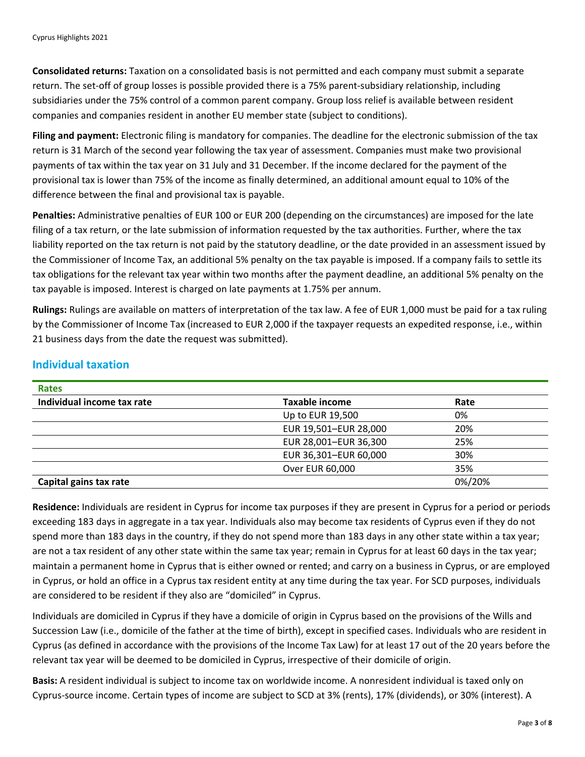**Consolidated returns:** Taxation on a consolidated basis is not permitted and each company must submit a separate return. The set-off of group losses is possible provided there is a 75% parent-subsidiary relationship, including subsidiaries under the 75% control of a common parent company. Group loss relief is available between resident companies and companies resident in another EU member state (subject to conditions).

**Filing and payment:** Electronic filing is mandatory for companies. The deadline for the electronic submission of the tax return is 31 March of the second year following the tax year of assessment. Companies must make two provisional payments of tax within the tax year on 31 July and 31 December. If the income declared for the payment of the provisional tax is lower than 75% of the income as finally determined, an additional amount equal to 10% of the difference between the final and provisional tax is payable.

**Penalties:** Administrative penalties of EUR 100 or EUR 200 (depending on the circumstances) are imposed for the late filing of a tax return, or the late submission of information requested by the tax authorities. Further, where the tax liability reported on the tax return is not paid by the statutory deadline, or the date provided in an assessment issued by the Commissioner of Income Tax, an additional 5% penalty on the tax payable is imposed. If a company fails to settle its tax obligations for the relevant tax year within two months after the payment deadline, an additional 5% penalty on the tax payable is imposed. Interest is charged on late payments at 1.75% per annum.

**Rulings:** Rulings are available on matters of interpretation of the tax law. A fee of EUR 1,000 must be paid for a tax ruling by the Commissioner of Income Tax (increased to EUR 2,000 if the taxpayer requests an expedited response, i.e., within 21 business days from the date the request was submitted).

## Individual taxation

| Rates | | |
|---|---|---|
| **Individual income tax rate** | **Taxable income** | **Rate** |
| | Up to EUR 19,500 | 0% |
| | EUR 19,501–EUR 28,000 | 20% |
| | EUR 28,001–EUR 36,300 | 25% |
| | EUR 36,301–EUR 60,000 | 30% |
| | Over EUR 60,000 | 35% |
| **Capital gains tax rate** | | 0%/20% |

**Residence:** Individuals are resident in Cyprus for income tax purposes if they are present in Cyprus for a period or periods exceeding 183 days in aggregate in a tax year. Individuals also may become tax residents of Cyprus even if they do not spend more than 183 days in the country, if they do not spend more than 183 days in any other state within a tax year; are not a tax resident of any other state within the same tax year; remain in Cyprus for at least 60 days in the tax year; maintain a permanent home in Cyprus that is either owned or rented; and carry on a business in Cyprus, or are employed in Cyprus, or hold an office in a Cyprus tax resident entity at any time during the tax year. For SCD purposes, individuals are considered to be resident if they also are "domiciled" in Cyprus.

Individuals are domiciled in Cyprus if they have a domicile of origin in Cyprus based on the provisions of the Wills and Succession Law (i.e., domicile of the father at the time of birth), except in specified cases. Individuals who are resident in Cyprus (as defined in accordance with the provisions of the Income Tax Law) for at least 17 out of the 20 years before the relevant tax year will be deemed to be domiciled in Cyprus, irrespective of their domicile of origin.

**Basis:** A resident individual is subject to income tax on worldwide income. A nonresident individual is taxed only on Cyprus-source income. Certain types of income are subject to SCD at 3% (rents), 17% (dividends), or 30% (interest). A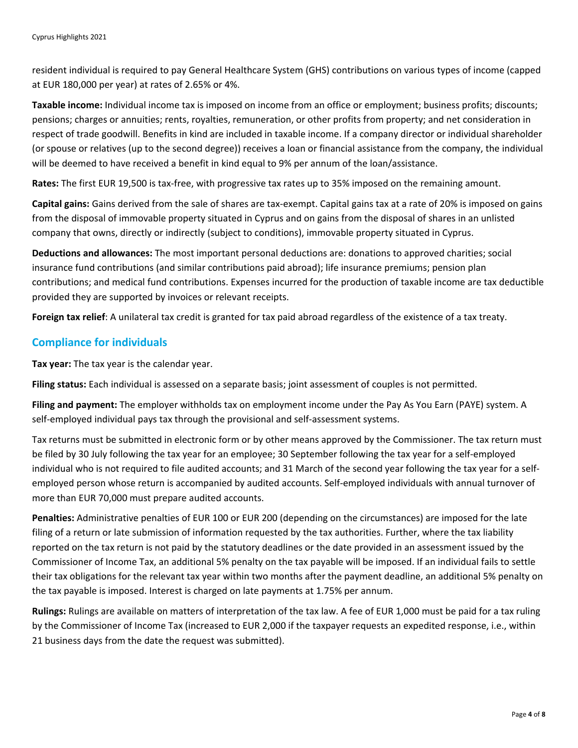resident individual is required to pay General Healthcare System (GHS) contributions on various types of income (capped at EUR 180,000 per year) at rates of 2.65% or 4%.

**Taxable income:** Individual income tax is imposed on income from an office or employment; business profits; discounts; pensions; charges or annuities; rents, royalties, remuneration, or other profits from property; and net consideration in respect of trade goodwill. Benefits in kind are included in taxable income. If a company director or individual shareholder (or spouse or relatives (up to the second degree)) receives a loan or financial assistance from the company, the individual will be deemed to have received a benefit in kind equal to 9% per annum of the loan/assistance.

**Rates:** The first EUR 19,500 is tax-free, with progressive tax rates up to 35% imposed on the remaining amount.

**Capital gains:** Gains derived from the sale of shares are tax-exempt. Capital gains tax at a rate of 20% is imposed on gains from the disposal of immovable property situated in Cyprus and on gains from the disposal of shares in an unlisted company that owns, directly or indirectly (subject to conditions), immovable property situated in Cyprus.

**Deductions and allowances:** The most important personal deductions are: donations to approved charities; social insurance fund contributions (and similar contributions paid abroad); life insurance premiums; pension plan contributions; and medical fund contributions. Expenses incurred for the production of taxable income are tax deductible provided they are supported by invoices or relevant receipts.

**Foreign tax relief**: A unilateral tax credit is granted for tax paid abroad regardless of the existence of a tax treaty.

## Compliance for individuals

**Tax year:** The tax year is the calendar year.

**Filing status:** Each individual is assessed on a separate basis; joint assessment of couples is not permitted.

**Filing and payment:** The employer withholds tax on employment income under the Pay As You Earn (PAYE) system. A self-employed individual pays tax through the provisional and self-assessment systems.

Tax returns must be submitted in electronic form or by other means approved by the Commissioner. The tax return must be filed by 30 July following the tax year for an employee; 30 September following the tax year for a self-employed individual who is not required to file audited accounts; and 31 March of the second year following the tax year for a self-employed person whose return is accompanied by audited accounts. Self-employed individuals with annual turnover of more than EUR 70,000 must prepare audited accounts.

**Penalties:** Administrative penalties of EUR 100 or EUR 200 (depending on the circumstances) are imposed for the late filing of a return or late submission of information requested by the tax authorities. Further, where the tax liability reported on the tax return is not paid by the statutory deadlines or the date provided in an assessment issued by the Commissioner of Income Tax, an additional 5% penalty on the tax payable will be imposed. If an individual fails to settle their tax obligations for the relevant tax year within two months after the payment deadline, an additional 5% penalty on the tax payable is imposed. Interest is charged on late payments at 1.75% per annum.

**Rulings:** Rulings are available on matters of interpretation of the tax law. A fee of EUR 1,000 must be paid for a tax ruling by the Commissioner of Income Tax (increased to EUR 2,000 if the taxpayer requests an expedited response, i.e., within 21 business days from the date the request was submitted).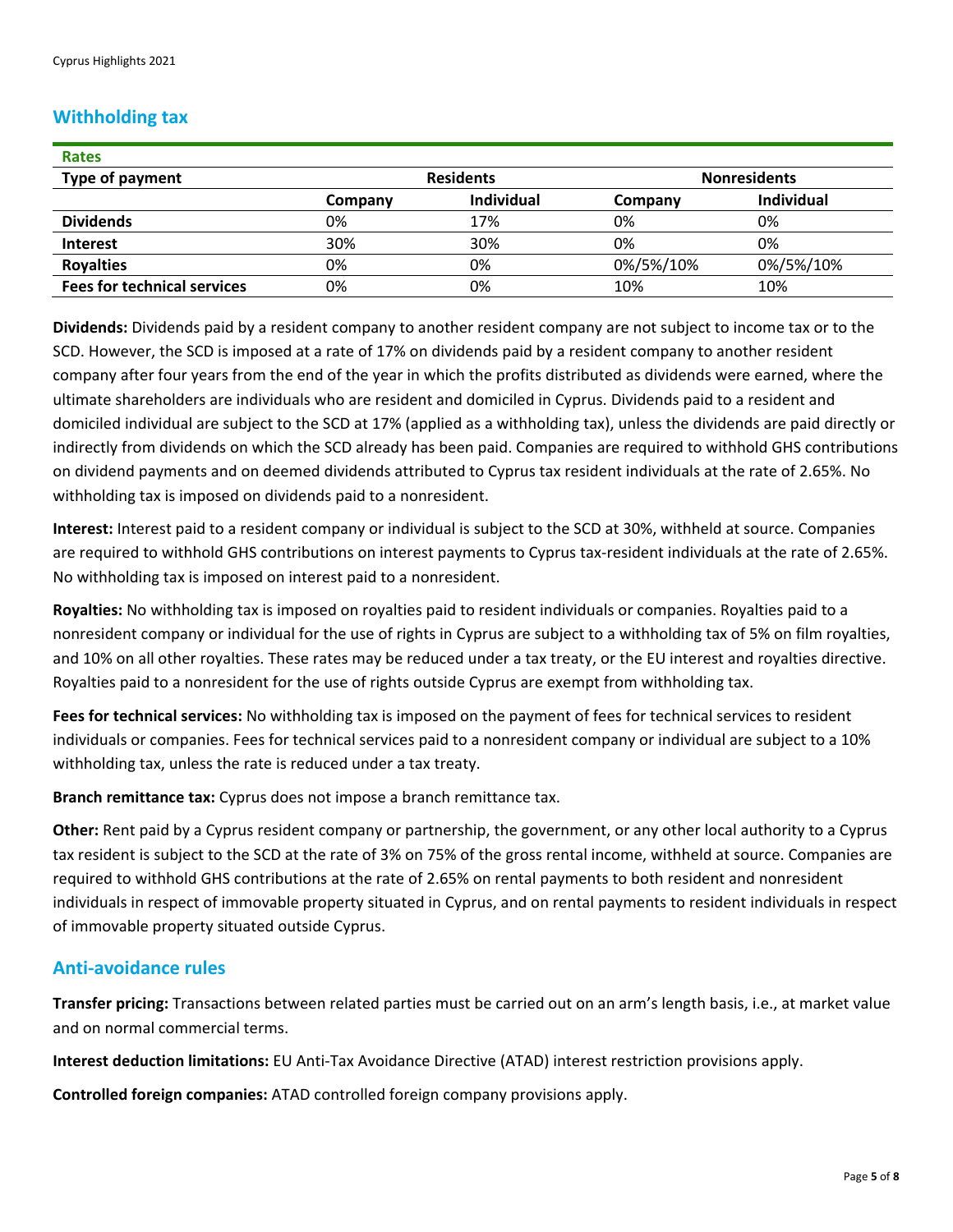## Withholding tax

| Rates | | | | |
|---|---|---|---|---|
| **Type of payment** | **Residents** | | **Nonresidents** | |
| | **Company** | **Individual** | **Company** | **Individual** |
| **Dividends** | 0% | 17% | 0% | 0% |
| **Interest** | 30% | 30% | 0% | 0% |
| **Royalties** | 0% | 0% | 0%/5%/10% | 0%/5%/10% |
| **Fees for technical services** | 0% | 0% | 10% | 10% |

**Dividends:** Dividends paid by a resident company to another resident company are not subject to income tax or to the SCD. However, the SCD is imposed at a rate of 17% on dividends paid by a resident company to another resident company after four years from the end of the year in which the profits distributed as dividends were earned, where the ultimate shareholders are individuals who are resident and domiciled in Cyprus. Dividends paid to a resident and domiciled individual are subject to the SCD at 17% (applied as a withholding tax), unless the dividends are paid directly or indirectly from dividends on which the SCD already has been paid. Companies are required to withhold GHS contributions on dividend payments and on deemed dividends attributed to Cyprus tax resident individuals at the rate of 2.65%. No withholding tax is imposed on dividends paid to a nonresident.

**Interest:** Interest paid to a resident company or individual is subject to the SCD at 30%, withheld at source. Companies are required to withhold GHS contributions on interest payments to Cyprus tax-resident individuals at the rate of 2.65%. No withholding tax is imposed on interest paid to a nonresident.

**Royalties:** No withholding tax is imposed on royalties paid to resident individuals or companies. Royalties paid to a nonresident company or individual for the use of rights in Cyprus are subject to a withholding tax of 5% on film royalties, and 10% on all other royalties. These rates may be reduced under a tax treaty, or the EU interest and royalties directive. Royalties paid to a nonresident for the use of rights outside Cyprus are exempt from withholding tax.

**Fees for technical services:** No withholding tax is imposed on the payment of fees for technical services to resident individuals or companies. Fees for technical services paid to a nonresident company or individual are subject to a 10% withholding tax, unless the rate is reduced under a tax treaty.

**Branch remittance tax:** Cyprus does not impose a branch remittance tax.

**Other:** Rent paid by a Cyprus resident company or partnership, the government, or any other local authority to a Cyprus tax resident is subject to the SCD at the rate of 3% on 75% of the gross rental income, withheld at source. Companies are required to withhold GHS contributions at the rate of 2.65% on rental payments to both resident and nonresident individuals in respect of immovable property situated in Cyprus, and on rental payments to resident individuals in respect of immovable property situated outside Cyprus.

## Anti-avoidance rules

**Transfer pricing:** Transactions between related parties must be carried out on an arm's length basis, i.e., at market value and on normal commercial terms.

**Interest deduction limitations:** EU Anti-Tax Avoidance Directive (ATAD) interest restriction provisions apply.

**Controlled foreign companies:** ATAD controlled foreign company provisions apply.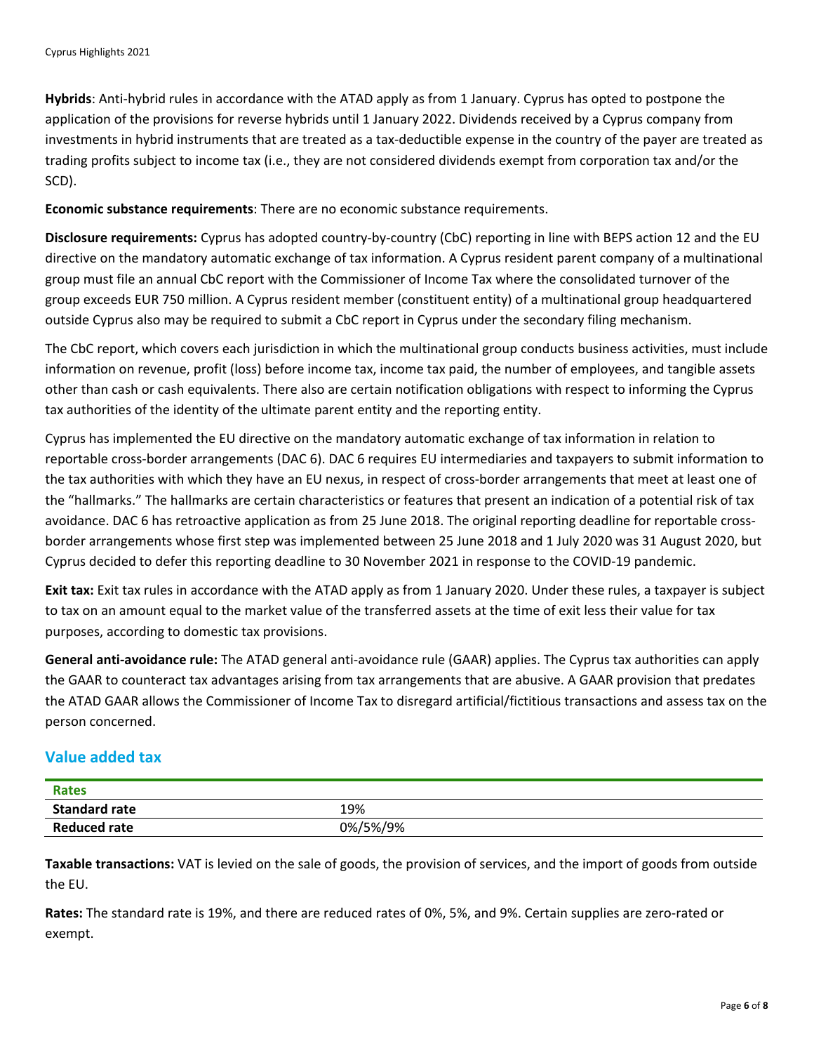**Hybrids**: Anti-hybrid rules in accordance with the ATAD apply as from 1 January. Cyprus has opted to postpone the application of the provisions for reverse hybrids until 1 January 2022. Dividends received by a Cyprus company from investments in hybrid instruments that are treated as a tax-deductible expense in the country of the payer are treated as trading profits subject to income tax (i.e., they are not considered dividends exempt from corporation tax and/or the SCD).

**Economic substance requirements**: There are no economic substance requirements.

**Disclosure requirements:** Cyprus has adopted country-by-country (CbC) reporting in line with BEPS action 12 and the EU directive on the mandatory automatic exchange of tax information. A Cyprus resident parent company of a multinational group must file an annual CbC report with the Commissioner of Income Tax where the consolidated turnover of the group exceeds EUR 750 million. A Cyprus resident member (constituent entity) of a multinational group headquartered outside Cyprus also may be required to submit a CbC report in Cyprus under the secondary filing mechanism.

The CbC report, which covers each jurisdiction in which the multinational group conducts business activities, must include information on revenue, profit (loss) before income tax, income tax paid, the number of employees, and tangible assets other than cash or cash equivalents. There also are certain notification obligations with respect to informing the Cyprus tax authorities of the identity of the ultimate parent entity and the reporting entity.

Cyprus has implemented the EU directive on the mandatory automatic exchange of tax information in relation to reportable cross-border arrangements (DAC 6). DAC 6 requires EU intermediaries and taxpayers to submit information to the tax authorities with which they have an EU nexus, in respect of cross-border arrangements that meet at least one of the "hallmarks." The hallmarks are certain characteristics or features that present an indication of a potential risk of tax avoidance. DAC 6 has retroactive application as from 25 June 2018. The original reporting deadline for reportable cross-border arrangements whose first step was implemented between 25 June 2018 and 1 July 2020 was 31 August 2020, but Cyprus decided to defer this reporting deadline to 30 November 2021 in response to the COVID-19 pandemic.

**Exit tax:** Exit tax rules in accordance with the ATAD apply as from 1 January 2020. Under these rules, a taxpayer is subject to tax on an amount equal to the market value of the transferred assets at the time of exit less their value for tax purposes, according to domestic tax provisions.

**General anti-avoidance rule:** The ATAD general anti-avoidance rule (GAAR) applies. The Cyprus tax authorities can apply the GAAR to counteract tax advantages arising from tax arrangements that are abusive. A GAAR provision that predates the ATAD GAAR allows the Commissioner of Income Tax to disregard artificial/fictitious transactions and assess tax on the person concerned.

## Value added tax

| Rates | |
|---|---|
| **Standard rate** | 19% |
| **Reduced rate** | 0%/5%/9% |

**Taxable transactions:** VAT is levied on the sale of goods, the provision of services, and the import of goods from outside the EU.

**Rates:** The standard rate is 19%, and there are reduced rates of 0%, 5%, and 9%. Certain supplies are zero-rated or exempt.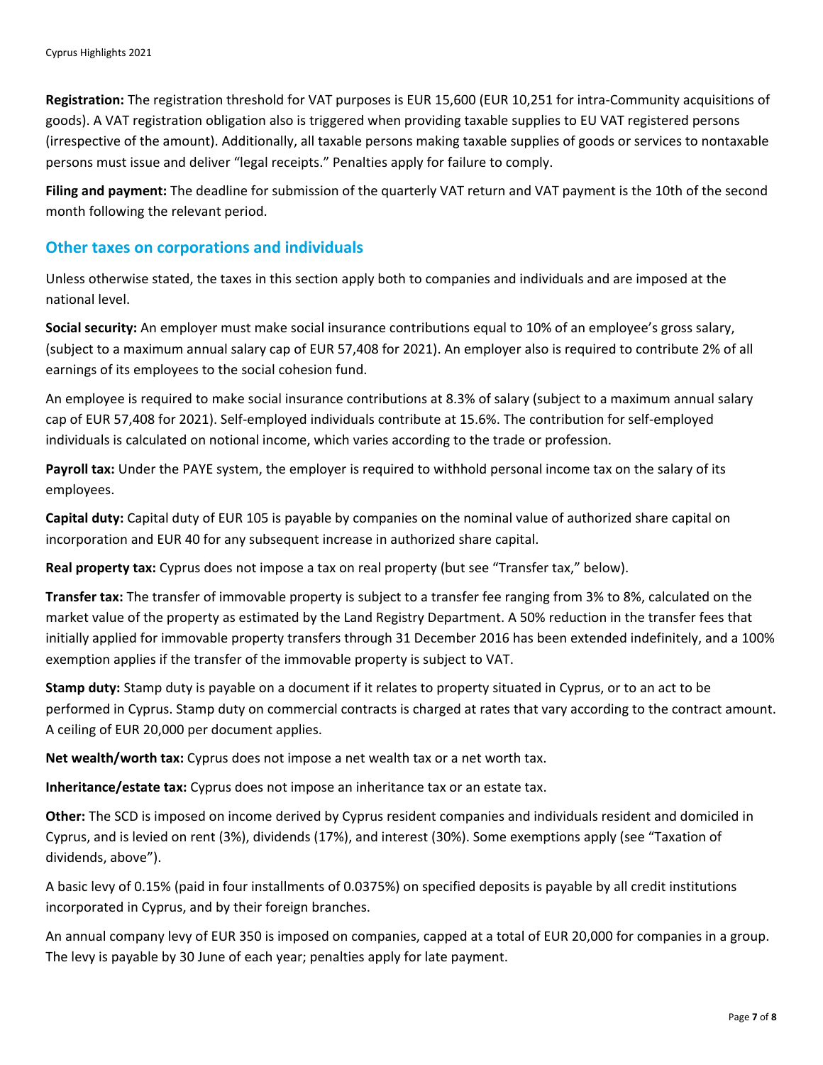**Registration:** The registration threshold for VAT purposes is EUR 15,600 (EUR 10,251 for intra-Community acquisitions of goods). A VAT registration obligation also is triggered when providing taxable supplies to EU VAT registered persons (irrespective of the amount). Additionally, all taxable persons making taxable supplies of goods or services to nontaxable persons must issue and deliver "legal receipts." Penalties apply for failure to comply.

**Filing and payment:** The deadline for submission of the quarterly VAT return and VAT payment is the 10th of the second month following the relevant period.

## Other taxes on corporations and individuals

Unless otherwise stated, the taxes in this section apply both to companies and individuals and are imposed at the national level.

**Social security:** An employer must make social insurance contributions equal to 10% of an employee's gross salary, (subject to a maximum annual salary cap of EUR 57,408 for 2021). An employer also is required to contribute 2% of all earnings of its employees to the social cohesion fund.

An employee is required to make social insurance contributions at 8.3% of salary (subject to a maximum annual salary cap of EUR 57,408 for 2021). Self-employed individuals contribute at 15.6%. The contribution for self-employed individuals is calculated on notional income, which varies according to the trade or profession.

**Payroll tax:** Under the PAYE system, the employer is required to withhold personal income tax on the salary of its employees.

**Capital duty:** Capital duty of EUR 105 is payable by companies on the nominal value of authorized share capital on incorporation and EUR 40 for any subsequent increase in authorized share capital.

**Real property tax:** Cyprus does not impose a tax on real property (but see "Transfer tax," below).

**Transfer tax:** The transfer of immovable property is subject to a transfer fee ranging from 3% to 8%, calculated on the market value of the property as estimated by the Land Registry Department. A 50% reduction in the transfer fees that initially applied for immovable property transfers through 31 December 2016 has been extended indefinitely, and a 100% exemption applies if the transfer of the immovable property is subject to VAT.

**Stamp duty:** Stamp duty is payable on a document if it relates to property situated in Cyprus, or to an act to be performed in Cyprus. Stamp duty on commercial contracts is charged at rates that vary according to the contract amount. A ceiling of EUR 20,000 per document applies.

**Net wealth/worth tax:** Cyprus does not impose a net wealth tax or a net worth tax.

**Inheritance/estate tax:** Cyprus does not impose an inheritance tax or an estate tax.

**Other:** The SCD is imposed on income derived by Cyprus resident companies and individuals resident and domiciled in Cyprus, and is levied on rent (3%), dividends (17%), and interest (30%). Some exemptions apply (see "Taxation of dividends, above").

A basic levy of 0.15% (paid in four installments of 0.0375%) on specified deposits is payable by all credit institutions incorporated in Cyprus, and by their foreign branches.

An annual company levy of EUR 350 is imposed on companies, capped at a total of EUR 20,000 for companies in a group. The levy is payable by 30 June of each year; penalties apply for late payment.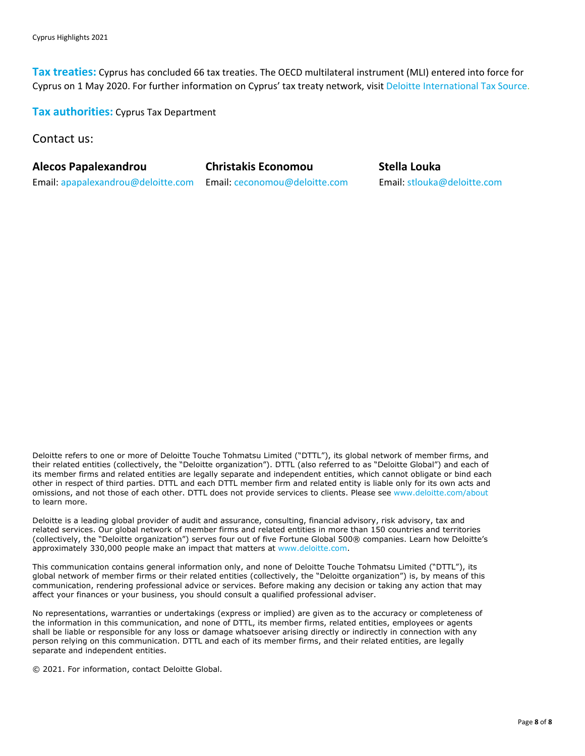**Tax treaties:** Cyprus has concluded 66 tax treaties. The OECD multilateral instrument (MLI) entered into force for Cyprus on 1 May 2020. For further information on Cyprus' tax treaty network, visit Deloitte International Tax Source.

**Tax authorities:** Cyprus Tax Department

## Contact us:

**Alecos Papalexandrou**
Email: apapalexandrou@deloitte.com

**Christakis Economou**
Email: ceconomou@deloitte.com

**Stella Louka**
Email: stlouka@deloitte.com

Deloitte refers to one or more of Deloitte Touche Tohmatsu Limited ("DTTL"), its global network of member firms, and their related entities (collectively, the "Deloitte organization"). DTTL (also referred to as "Deloitte Global") and each of its member firms and related entities are legally separate and independent entities, which cannot obligate or bind each other in respect of third parties. DTTL and each DTTL member firm and related entity is liable only for its own acts and omissions, and not those of each other. DTTL does not provide services to clients. Please see www.deloitte.com/about to learn more.

Deloitte is a leading global provider of audit and assurance, consulting, financial advisory, risk advisory, tax and related services. Our global network of member firms and related entities in more than 150 countries and territories (collectively, the "Deloitte organization") serves four out of five Fortune Global 500® companies. Learn how Deloitte's approximately 330,000 people make an impact that matters at www.deloitte.com.

This communication contains general information only, and none of Deloitte Touche Tohmatsu Limited ("DTTL"), its global network of member firms or their related entities (collectively, the "Deloitte organization") is, by means of this communication, rendering professional advice or services. Before making any decision or taking any action that may affect your finances or your business, you should consult a qualified professional adviser.

No representations, warranties or undertakings (express or implied) are given as to the accuracy or completeness of the information in this communication, and none of DTTL, its member firms, related entities, employees or agents shall be liable or responsible for any loss or damage whatsoever arising directly or indirectly in connection with any person relying on this communication. DTTL and each of its member firms, and their related entities, are legally separate and independent entities.

© 2021. For information, contact Deloitte Global.